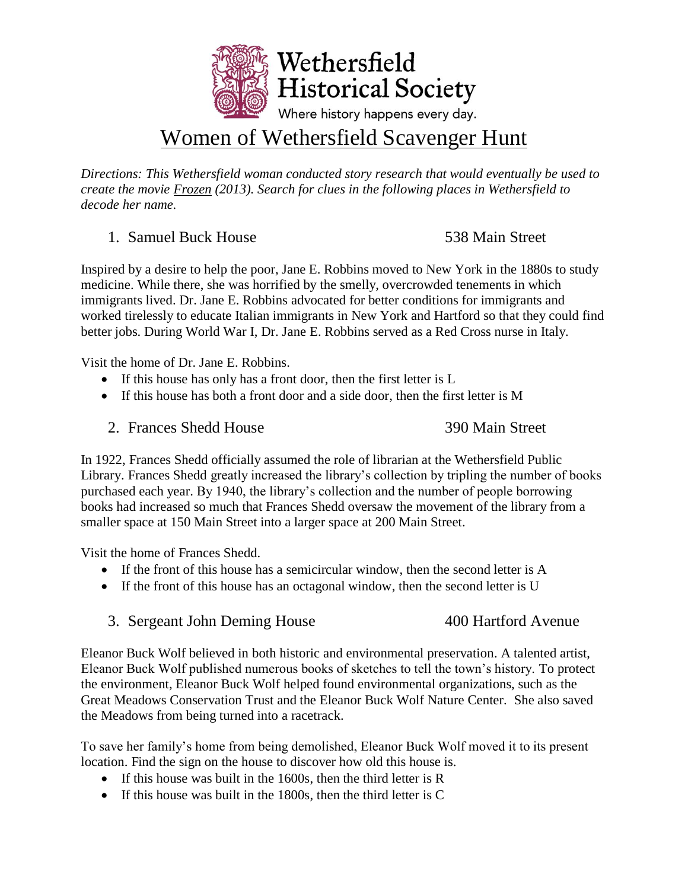Wethersfield Historical Society

Where history happens every day.

# Women of Wethersfield Scavenger Hunt

*Directions: This Wethersfield woman conducted story research that would eventually be used to create the movie Frozen (2013). Search for clues in the following places in Wethersfield to decode her name.*

1. Samuel Buck House — 538 Main Street

Inspired by a desire to help the poor, Jane E. Robbins moved to New York in the 1880s to study medicine. While there, she was horrified by the smelly, overcrowded tenements in which immigrants lived. Dr. Jane E. Robbins advocated for better conditions for immigrants and worked tirelessly to educate Italian immigrants in New York and Hartford so that they could find better jobs. During World War I, Dr. Jane E. Robbins served as a Red Cross nurse in Italy.

Visit the home of Dr. Jane E. Robbins.

- If this house has only has a front door, then the first letter is L
- If this house has both a front door and a side door, then the first letter is M

2. Frances Shedd House — 390 Main Street

In 1922, Frances Shedd officially assumed the role of librarian at the Wethersfield Public Library. Frances Shedd greatly increased the library's collection by tripling the number of books purchased each year. By 1940, the library's collection and the number of people borrowing books had increased so much that Frances Shedd oversaw the movement of the library from a smaller space at 150 Main Street into a larger space at 200 Main Street.

Visit the home of Frances Shedd.

- If the front of this house has a semicircular window, then the second letter is A
- If the front of this house has an octagonal window, then the second letter is U

3. Sergeant John Deming House — 400 Hartford Avenue

Eleanor Buck Wolf believed in both historic and environmental preservation. A talented artist, Eleanor Buck Wolf published numerous books of sketches to tell the town's history. To protect the environment, Eleanor Buck Wolf helped found environmental organizations, such as the Great Meadows Conservation Trust and the Eleanor Buck Wolf Nature Center. She also saved the Meadows from being turned into a racetrack.

To save her family's home from being demolished, Eleanor Buck Wolf moved it to its present location. Find the sign on the house to discover how old this house is.

- If this house was built in the 1600s, then the third letter is R
- If this house was built in the 1800s, then the third letter is C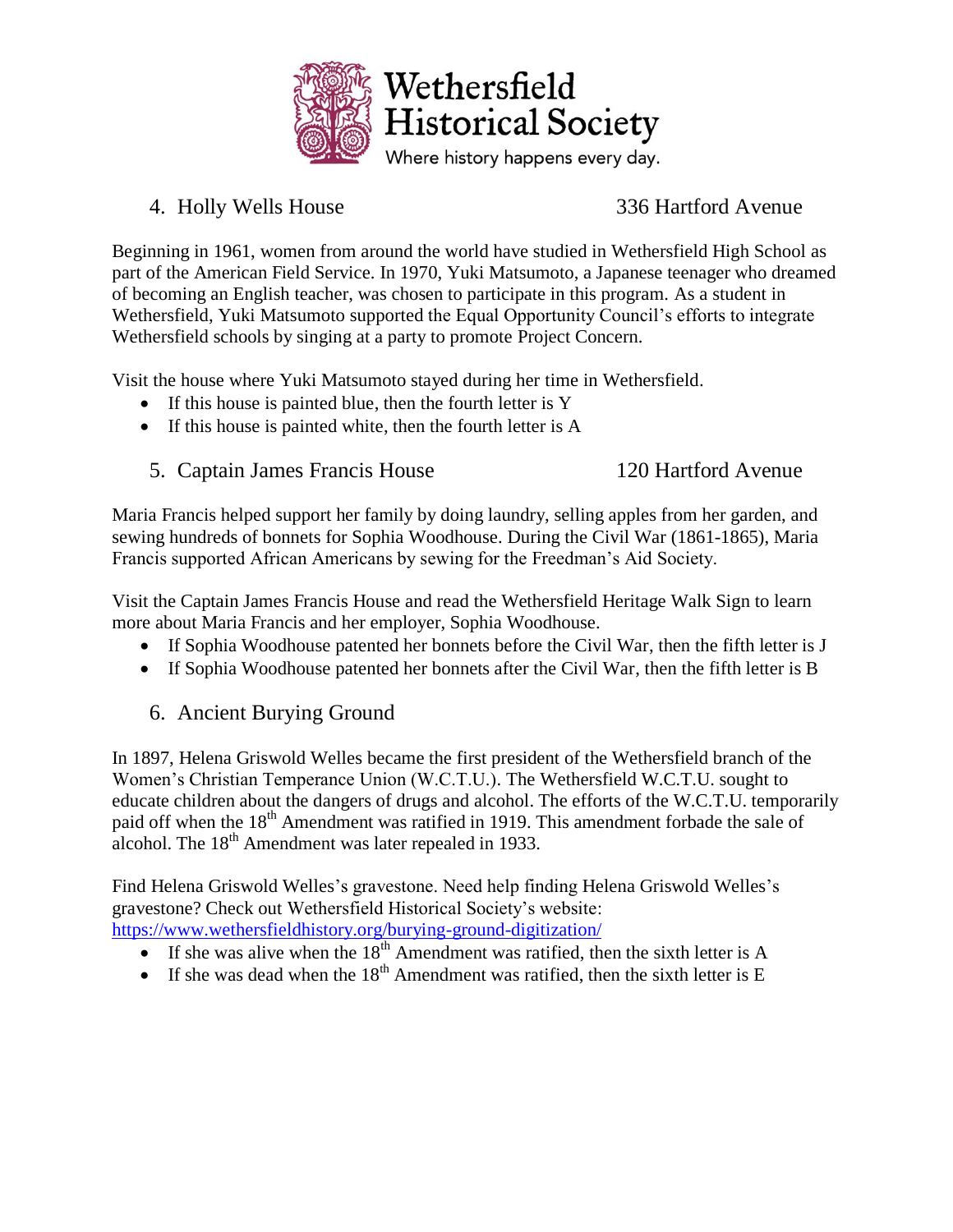# Wethersfield Historical Society

Where history happens every day.

## 4. Holly Wells House — 336 Hartford Avenue

Beginning in 1961, women from around the world have studied in Wethersfield High School as part of the American Field Service. In 1970, Yuki Matsumoto, a Japanese teenager who dreamed of becoming an English teacher, was chosen to participate in this program. As a student in Wethersfield, Yuki Matsumoto supported the Equal Opportunity Council's efforts to integrate Wethersfield schools by singing at a party to promote Project Concern.

Visit the house where Yuki Matsumoto stayed during her time in Wethersfield.

- If this house is painted blue, then the fourth letter is Y
- If this house is painted white, then the fourth letter is A

## 5. Captain James Francis House — 120 Hartford Avenue

Maria Francis helped support her family by doing laundry, selling apples from her garden, and sewing hundreds of bonnets for Sophia Woodhouse. During the Civil War (1861-1865), Maria Francis supported African Americans by sewing for the Freedman's Aid Society.

Visit the Captain James Francis House and read the Wethersfield Heritage Walk Sign to learn more about Maria Francis and her employer, Sophia Woodhouse.

- If Sophia Woodhouse patented her bonnets before the Civil War, then the fifth letter is J
- If Sophia Woodhouse patented her bonnets after the Civil War, then the fifth letter is B

## 6. Ancient Burying Ground

In 1897, Helena Griswold Welles became the first president of the Wethersfield branch of the Women's Christian Temperance Union (W.C.T.U.). The Wethersfield W.C.T.U. sought to educate children about the dangers of drugs and alcohol. The efforts of the W.C.T.U. temporarily paid off when the 18th Amendment was ratified in 1919. This amendment forbade the sale of alcohol. The 18th Amendment was later repealed in 1933.

Find Helena Griswold Welles's gravestone. Need help finding Helena Griswold Welles's gravestone? Check out Wethersfield Historical Society's website: https://www.wethersfieldhistory.org/burying-ground-digitization/

- If she was alive when the 18th Amendment was ratified, then the sixth letter is A
- If she was dead when the 18th Amendment was ratified, then the sixth letter is E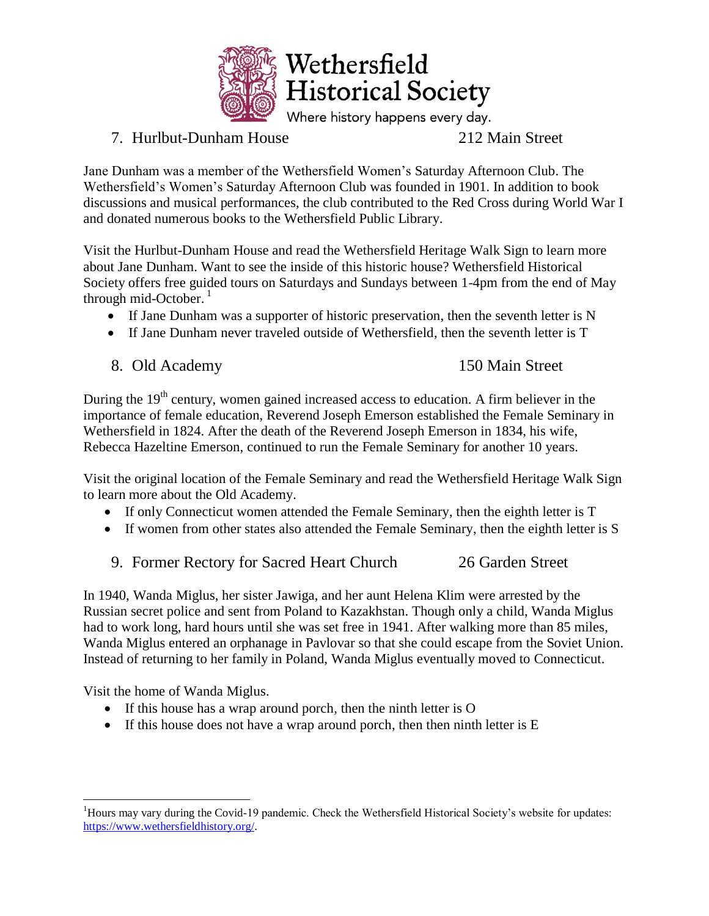Wethersfield Historical Society

Where history happens every day.

## 7. Hurlbut-Dunham House — 212 Main Street

Jane Dunham was a member of the Wethersfield Women's Saturday Afternoon Club. The Wethersfield's Women's Saturday Afternoon Club was founded in 1901. In addition to book discussions and musical performances, the club contributed to the Red Cross during World War I and donated numerous books to the Wethersfield Public Library.

Visit the Hurlbut-Dunham House and read the Wethersfield Heritage Walk Sign to learn more about Jane Dunham. Want to see the inside of this historic house? Wethersfield Historical Society offers free guided tours on Saturdays and Sundays between 1-4pm from the end of May through mid-October.[1]

- If Jane Dunham was a supporter of historic preservation, then the seventh letter is N
- If Jane Dunham never traveled outside of Wethersfield, then the seventh letter is T

## 8. Old Academy — 150 Main Street

During the 19th century, women gained increased access to education. A firm believer in the importance of female education, Reverend Joseph Emerson established the Female Seminary in Wethersfield in 1824. After the death of the Reverend Joseph Emerson in 1834, his wife, Rebecca Hazeltine Emerson, continued to run the Female Seminary for another 10 years.

Visit the original location of the Female Seminary and read the Wethersfield Heritage Walk Sign to learn more about the Old Academy.

- If only Connecticut women attended the Female Seminary, then the eighth letter is T
- If women from other states also attended the Female Seminary, then the eighth letter is S

## 9. Former Rectory for Sacred Heart Church — 26 Garden Street

In 1940, Wanda Miglus, her sister Jawiga, and her aunt Helena Klim were arrested by the Russian secret police and sent from Poland to Kazakhstan. Though only a child, Wanda Miglus had to work long, hard hours until she was set free in 1941. After walking more than 85 miles, Wanda Miglus entered an orphanage in Pavlovar so that she could escape from the Soviet Union. Instead of returning to her family in Poland, Wanda Miglus eventually moved to Connecticut.

Visit the home of Wanda Miglus.

- If this house has a wrap around porch, then the ninth letter is O
- If this house does not have a wrap around porch, then then ninth letter is E

---

[1] Hours may vary during the Covid-19 pandemic. Check the Wethersfield Historical Society's website for updates: https://www.wethersfieldhistory.org/.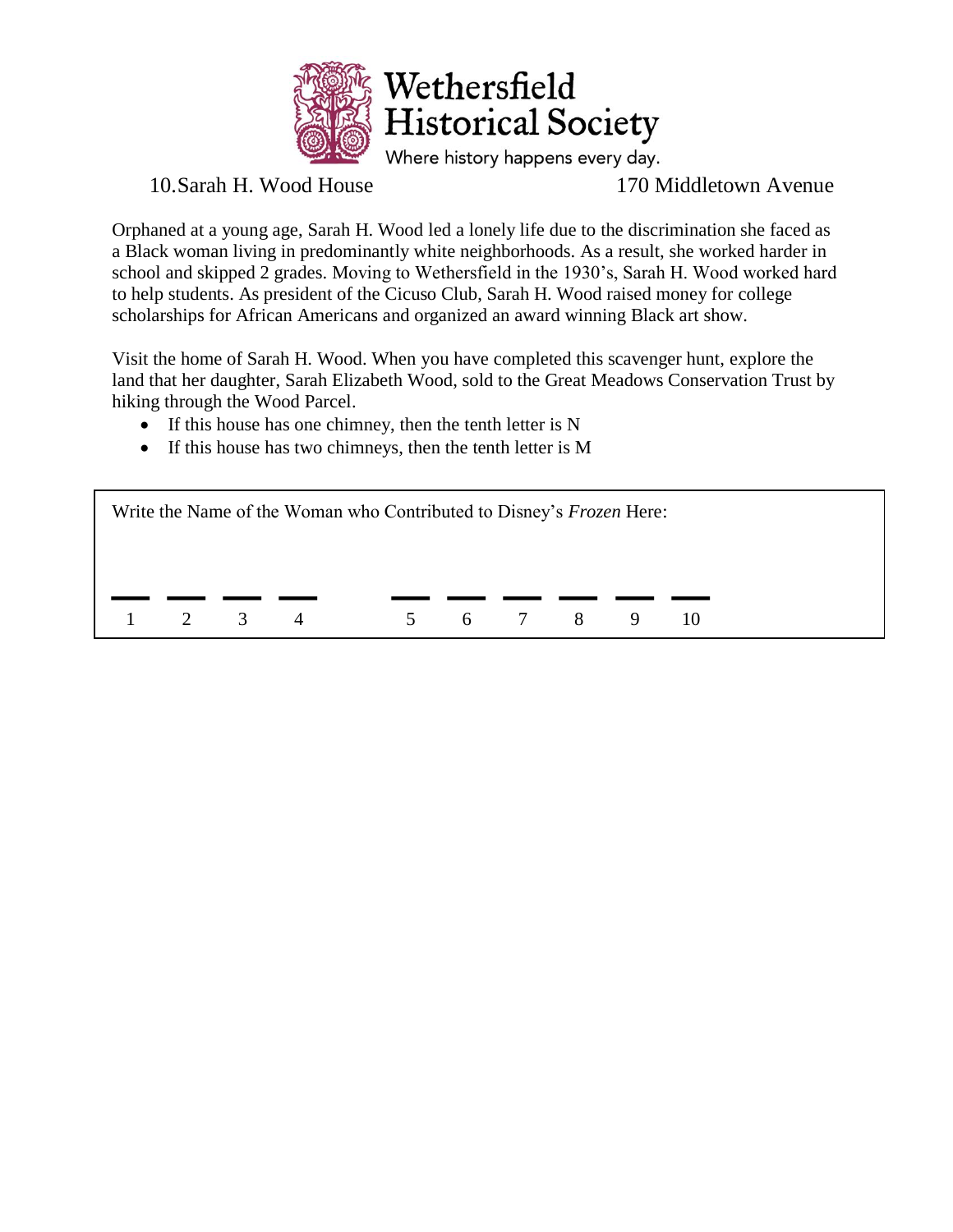Wethersfield Historical Society

Where history happens every day.

## 10. Sarah H. Wood House 170 Middletown Avenue

Orphaned at a young age, Sarah H. Wood led a lonely life due to the discrimination she faced as a Black woman living in predominantly white neighborhoods. As a result, she worked harder in school and skipped 2 grades. Moving to Wethersfield in the 1930's, Sarah H. Wood worked hard to help students. As president of the Cicuso Club, Sarah H. Wood raised money for college scholarships for African Americans and organized an award winning Black art show.

Visit the home of Sarah H. Wood. When you have completed this scavenger hunt, explore the land that her daughter, Sarah Elizabeth Wood, sold to the Great Meadows Conservation Trust by hiking through the Wood Parcel.

- If this house has one chimney, then the tenth letter is N
- If this house has two chimneys, then the tenth letter is M

Write the Name of the Woman who Contributed to Disney's *Frozen* Here:

___ ___ ___ ___ &nbsp;&nbsp; ___ ___ ___ ___ ___ ___

1 2 3 4 &nbsp;&nbsp; 5 6 7 8 9 10